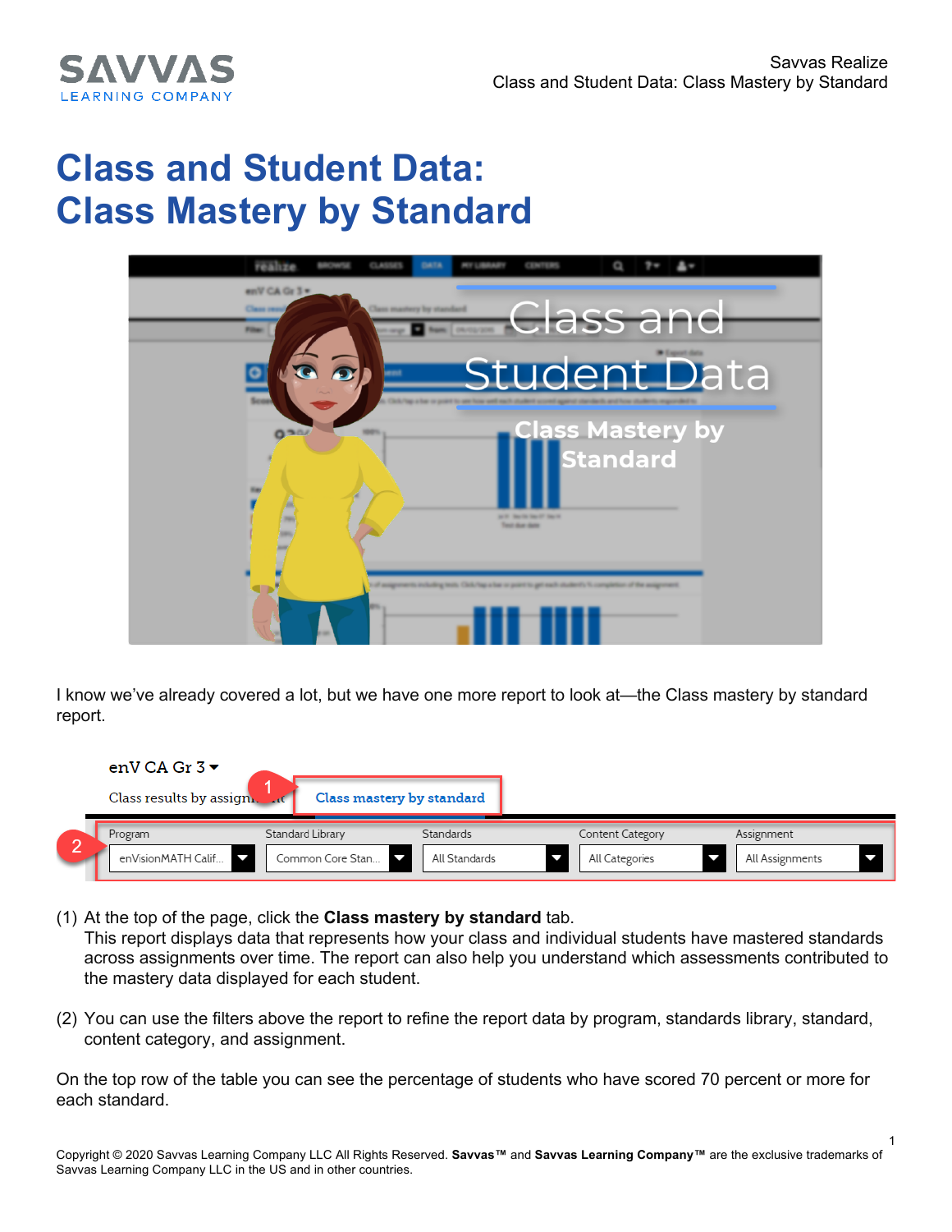# Class and Student Data: Class Mastery by Standard

I know we've already covered a lot, but we have one more report to look at—the Class mastery by standard report.

(1) At the top of the page, click the **Class mastery by standard** tab.
This report displays data that represents how your class and individual students have mastered standards across assignments over time. The report can also help you understand which assessments contributed to the mastery data displayed for each student.

(2) You can use the filters above the report to refine the report data by program, standards library, standard, content category, and assignment.

On the top row of the table you can see the percentage of students who have scored 70 percent or more for each standard.

Copyright © 2020 Savvas Learning Company LLC All Rights Reserved. **Savvas™** and **Savvas Learning Company™** are the exclusive trademarks of Savvas Learning Company LLC in the US and in other countries.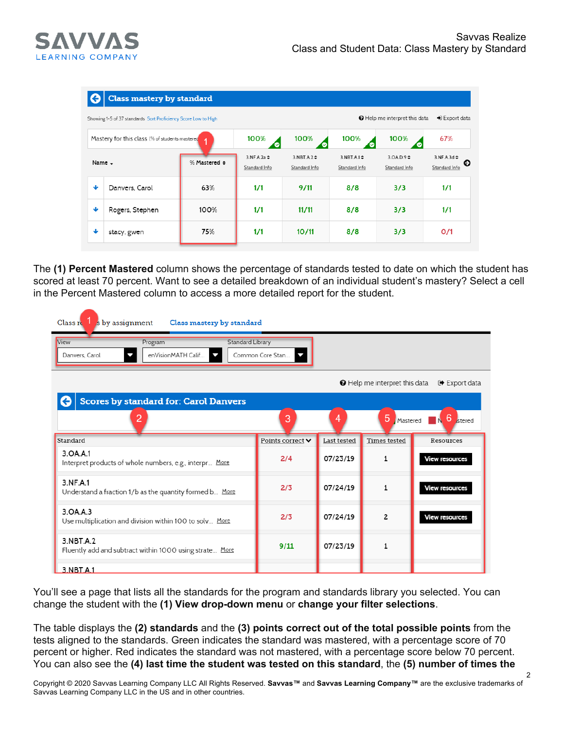The **(1) Percent Mastered** column shows the percentage of standards tested to date on which the student has scored at least 70 percent. Want to see a detailed breakdown of an individual student's mastery? Select a cell in the Percent Mastered column to access a more detailed report for the student.

You'll see a page that lists all the standards for the program and standards library you selected. You can change the student with the **(1) View drop-down menu** or **change your filter selections**.

The table displays the **(2) standards** and the **(3) points correct out of the total possible points** from the tests aligned to the standards. Green indicates the standard was mastered, with a percentage score of 70 percent or higher. Red indicates the standard was not mastered, with a percentage score below 70 percent. You can also see the **(4) last time the student was tested on this standard**, the **(5) number of times the**

Copyright © 2020 Savvas Learning Company LLC All Rights Reserved. **Savvas™** and **Savvas Learning Company™** are the exclusive trademarks of Savvas Learning Company LLC in the US and in other countries.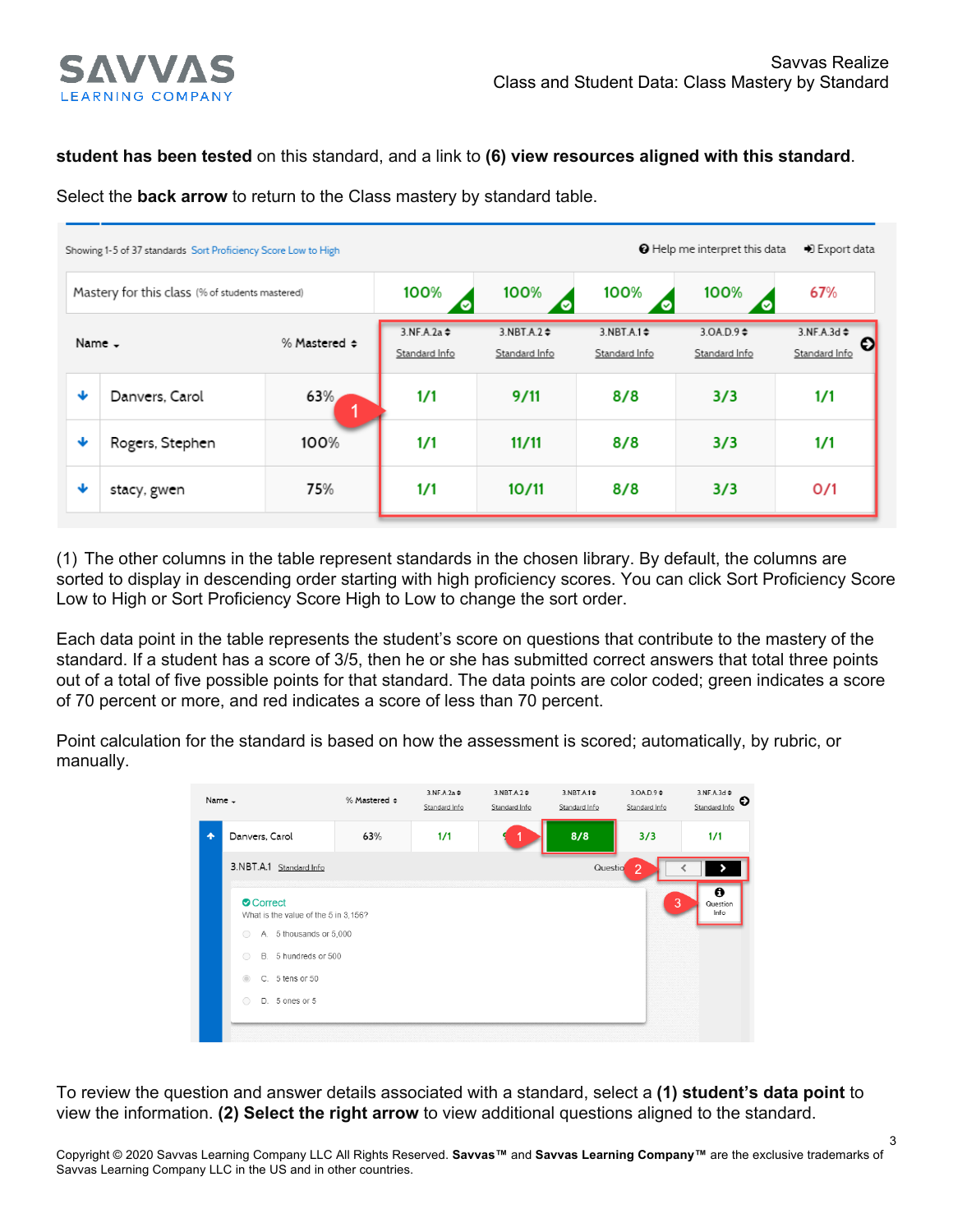**student has been tested** on this standard, and a link to **(6) view resources aligned with this standard**.

Select the **back arrow** to return to the Class mastery by standard table.

(1) The other columns in the table represent standards in the chosen library. By default, the columns are sorted to display in descending order starting with high proficiency scores. You can click Sort Proficiency Score Low to High or Sort Proficiency Score High to Low to change the sort order.

Each data point in the table represents the student's score on questions that contribute to the mastery of the standard. If a student has a score of 3/5, then he or she has submitted correct answers that total three points out of a total of five possible points for that standard. The data points are color coded; green indicates a score of 70 percent or more, and red indicates a score of less than 70 percent.

Point calculation for the standard is based on how the assessment is scored; automatically, by rubric, or manually.

To review the question and answer details associated with a standard, select a **(1) student's data point** to view the information. **(2) Select the right arrow** to view additional questions aligned to the standard.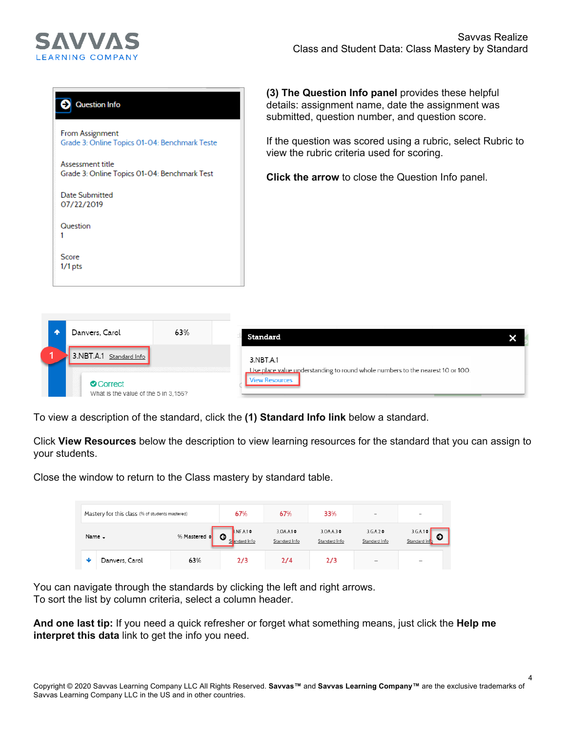(3) **The Question Info panel** provides these helpful details: assignment name, date the assignment was submitted, question number, and question score.

If the question was scored using a rubric, select Rubric to view the rubric criteria used for scoring.

**Click the arrow** to close the Question Info panel.

To view a description of the standard, click the **(1) Standard Info link** below a standard.

Click **View Resources** below the description to view learning resources for the standard that you can assign to your students.

Close the window to return to the Class mastery by standard table.

You can navigate through the standards by clicking the left and right arrows.
To sort the list by column criteria, select a column header.

**And one last tip:** If you need a quick refresher or forget what something means, just click the **Help me interpret this data** link to get the info you need.

Copyright © 2020 Savvas Learning Company LLC All Rights Reserved. **Savvas™** and **Savvas Learning Company™** are the exclusive trademarks of Savvas Learning Company LLC in the US and in other countries.